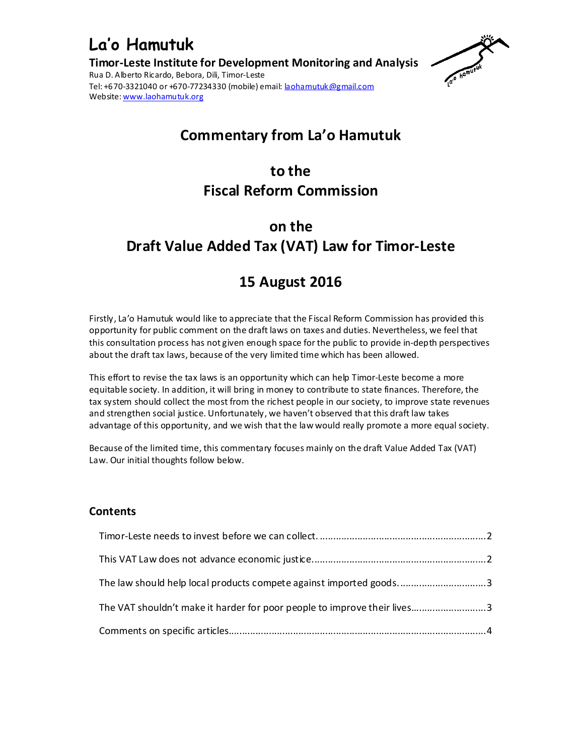# La'o Hamutuk

**Timor-Leste Institute for Development Monitoring and Analysis**

Rua D. Alberto Ricardo, Bebora, Dili, Timor-Leste
Tel: +670-3321040 or +670-77234330 (mobile) email: laohamutuk@gmail.com
Website: www.laohamutuk.org

## Commentary from La'o Hamutuk

## to the Fiscal Reform Commission

## on the Draft Value Added Tax (VAT) Law for Timor-Leste

## 15 August 2016

Firstly, La'o Hamutuk would like to appreciate that the Fiscal Reform Commission has provided this opportunity for public comment on the draft laws on taxes and duties. Nevertheless, we feel that this consultation process has not given enough space for the public to provide in-depth perspectives about the draft tax laws, because of the very limited time which has been allowed.

This effort to revise the tax laws is an opportunity which can help Timor-Leste become a more equitable society. In addition, it will bring in money to contribute to state finances. Therefore, the tax system should collect the most from the richest people in our society, to improve state revenues and strengthen social justice. Unfortunately, we haven't observed that this draft law takes advantage of this opportunity, and we wish that the law would really promote a more equal society.

Because of the limited time, this commentary focuses mainly on the draft Value Added Tax (VAT) Law. Our initial thoughts follow below.

### Contents

- Timor-Leste needs to invest before we can collect. .......... 2
- This VAT Law does not advance economic justice. .......... 2
- The law should help local products compete against imported goods. .......... 3
- The VAT shouldn't make it harder for poor people to improve their lives .......... 3
- Comments on specific articles .......... 4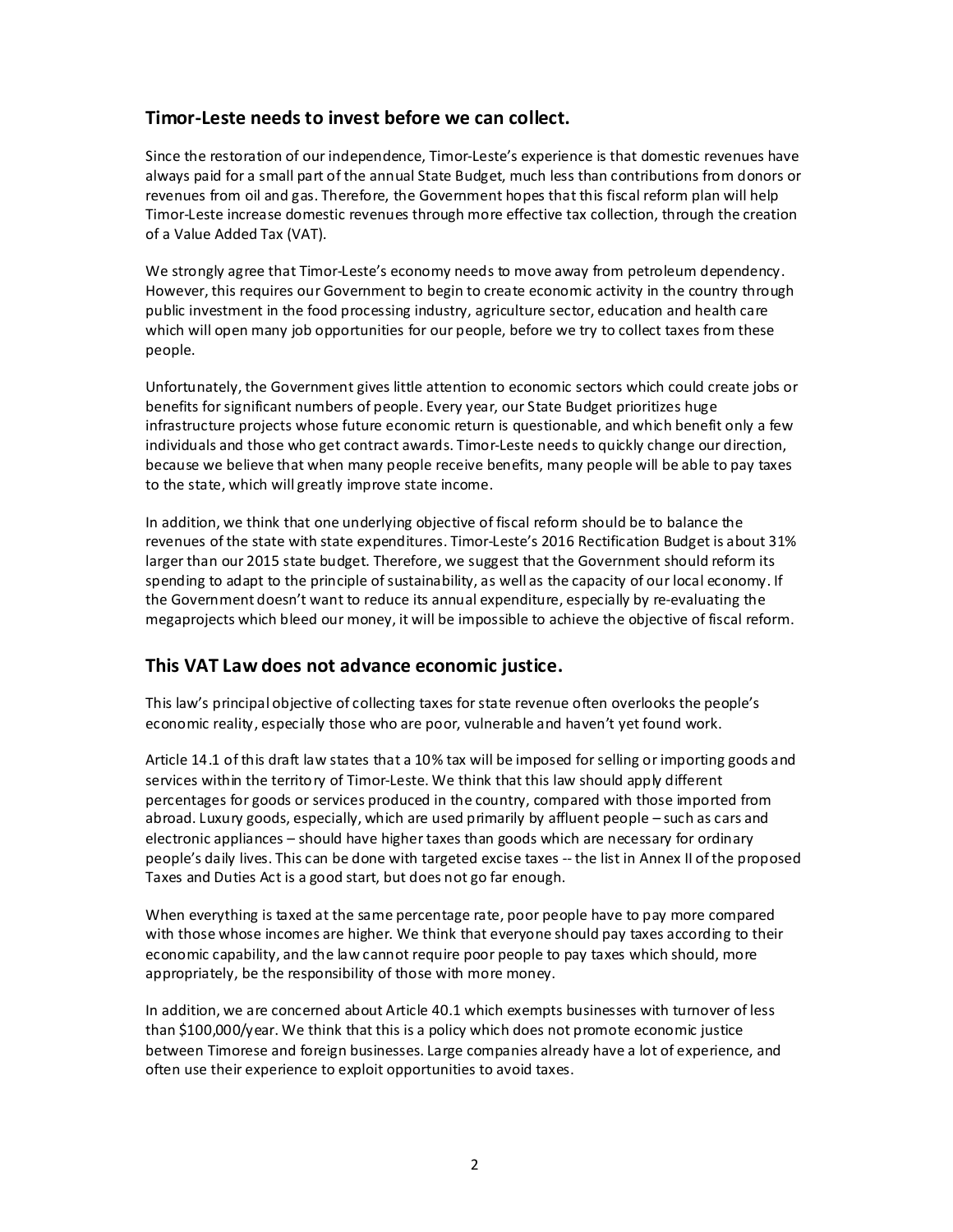## Timor-Leste needs to invest before we can collect.

Since the restoration of our independence, Timor-Leste's experience is that domestic revenues have always paid for a small part of the annual State Budget, much less than contributions from donors or revenues from oil and gas. Therefore, the Government hopes that this fiscal reform plan will help Timor-Leste increase domestic revenues through more effective tax collection, through the creation of a Value Added Tax (VAT).

We strongly agree that Timor-Leste's economy needs to move away from petroleum dependency. However, this requires our Government to begin to create economic activity in the country through public investment in the food processing industry, agriculture sector, education and health care which will open many job opportunities for our people, before we try to collect taxes from these people.

Unfortunately, the Government gives little attention to economic sectors which could create jobs or benefits for significant numbers of people. Every year, our State Budget prioritizes huge infrastructure projects whose future economic return is questionable, and which benefit only a few individuals and those who get contract awards. Timor-Leste needs to quickly change our direction, because we believe that when many people receive benefits, many people will be able to pay taxes to the state, which will greatly improve state income.

In addition, we think that one underlying objective of fiscal reform should be to balance the revenues of the state with state expenditures. Timor-Leste's 2016 Rectification Budget is about 31% larger than our 2015 state budget. Therefore, we suggest that the Government should reform its spending to adapt to the principle of sustainability, as well as the capacity of our local economy. If the Government doesn't want to reduce its annual expenditure, especially by re-evaluating the megaprojects which bleed our money, it will be impossible to achieve the objective of fiscal reform.

## This VAT Law does not advance economic justice.

This law's principal objective of collecting taxes for state revenue often overlooks the people's economic reality, especially those who are poor, vulnerable and haven't yet found work.

Article 14.1 of this draft law states that a 10% tax will be imposed for selling or importing goods and services within the territory of Timor-Leste. We think that this law should apply different percentages for goods or services produced in the country, compared with those imported from abroad. Luxury goods, especially, which are used primarily by affluent people – such as cars and electronic appliances – should have higher taxes than goods which are necessary for ordinary people's daily lives. This can be done with targeted excise taxes -- the list in Annex II of the proposed Taxes and Duties Act is a good start, but does not go far enough.

When everything is taxed at the same percentage rate, poor people have to pay more compared with those whose incomes are higher. We think that everyone should pay taxes according to their economic capability, and the law cannot require poor people to pay taxes which should, more appropriately, be the responsibility of those with more money.

In addition, we are concerned about Article 40.1 which exempts businesses with turnover of less than $100,000/year. We think that this is a policy which does not promote economic justice between Timorese and foreign businesses. Large companies already have a lot of experience, and often use their experience to exploit opportunities to avoid taxes.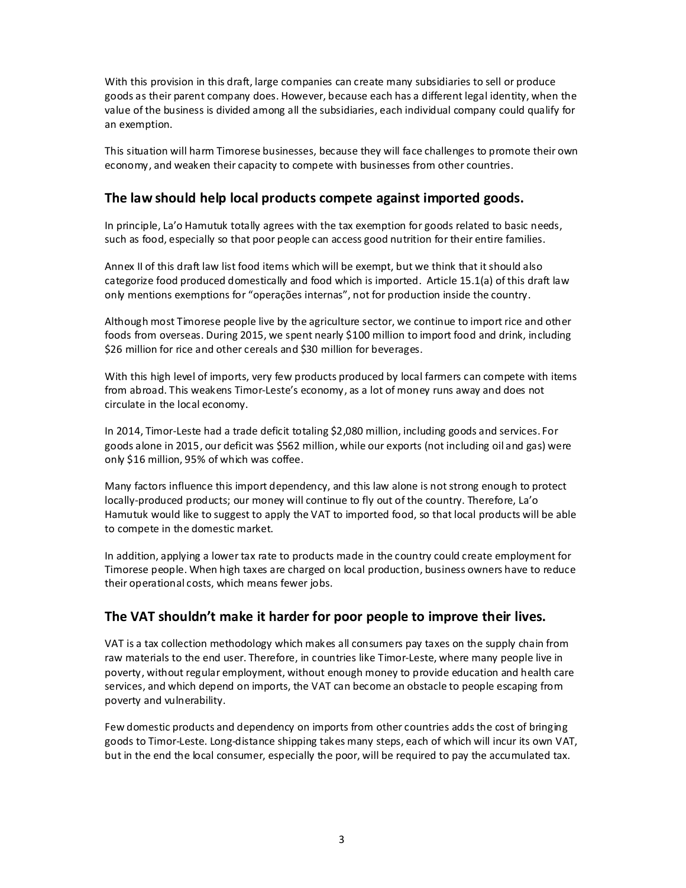With this provision in this draft, large companies can create many subsidiaries to sell or produce goods as their parent company does. However, because each has a different legal identity, when the value of the business is divided among all the subsidiaries, each individual company could qualify for an exemption.

This situation will harm Timorese businesses, because they will face challenges to promote their own economy, and weaken their capacity to compete with businesses from other countries.

## The law should help local products compete against imported goods.

In principle, La'o Hamutuk totally agrees with the tax exemption for goods related to basic needs, such as food, especially so that poor people can access good nutrition for their entire families.

Annex II of this draft law list food items which will be exempt, but we think that it should also categorize food produced domestically and food which is imported. Article 15.1(a) of this draft law only mentions exemptions for "operações internas", not for production inside the country.

Although most Timorese people live by the agriculture sector, we continue to import rice and other foods from overseas. During 2015, we spent nearly $100 million to import food and drink, including $26 million for rice and other cereals and $30 million for beverages.

With this high level of imports, very few products produced by local farmers can compete with items from abroad. This weakens Timor-Leste's economy, as a lot of money runs away and does not circulate in the local economy.

In 2014, Timor-Leste had a trade deficit totaling $2,080 million, including goods and services. For goods alone in 2015, our deficit was $562 million, while our exports (not including oil and gas) were only $16 million, 95% of which was coffee.

Many factors influence this import dependency, and this law alone is not strong enough to protect locally-produced products; our money will continue to fly out of the country. Therefore, La'o Hamutuk would like to suggest to apply the VAT to imported food, so that local products will be able to compete in the domestic market.

In addition, applying a lower tax rate to products made in the country could create employment for Timorese people. When high taxes are charged on local production, business owners have to reduce their operational costs, which means fewer jobs.

## The VAT shouldn't make it harder for poor people to improve their lives.

VAT is a tax collection methodology which makes all consumers pay taxes on the supply chain from raw materials to the end user. Therefore, in countries like Timor-Leste, where many people live in poverty, without regular employment, without enough money to provide education and health care services, and which depend on imports, the VAT can become an obstacle to people escaping from poverty and vulnerability.

Few domestic products and dependency on imports from other countries adds the cost of bringing goods to Timor-Leste. Long-distance shipping takes many steps, each of which will incur its own VAT, but in the end the local consumer, especially the poor, will be required to pay the accumulated tax.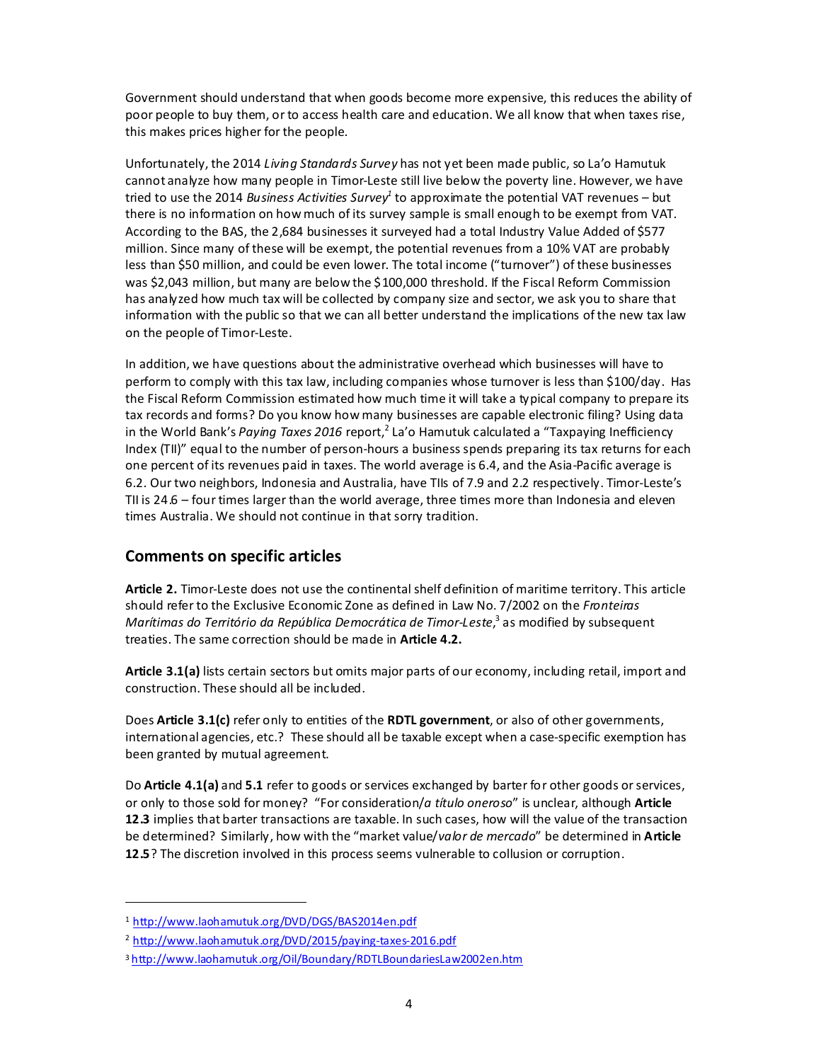Government should understand that when goods become more expensive, this reduces the ability of poor people to buy them, or to access health care and education. We all know that when taxes rise, this makes prices higher for the people.

Unfortunately, the 2014 *Living Standards Survey* has not yet been made public, so La'o Hamutuk cannot analyze how many people in Timor-Leste still live below the poverty line. However, we have tried to use the 2014 *Business Activities Survey*[1] to approximate the potential VAT revenues – but there is no information on how much of its survey sample is small enough to be exempt from VAT. According to the BAS, the 2,684 businesses it surveyed had a total Industry Value Added of $577 million. Since many of these will be exempt, the potential revenues from a 10% VAT are probably less than $50 million, and could be even lower. The total income ("turnover") of these businesses was $2,043 million, but many are below the $100,000 threshold. If the Fiscal Reform Commission has analyzed how much tax will be collected by company size and sector, we ask you to share that information with the public so that we can all better understand the implications of the new tax law on the people of Timor-Leste.

In addition, we have questions about the administrative overhead which businesses will have to perform to comply with this tax law, including companies whose turnover is less than $100/day. Has the Fiscal Reform Commission estimated how much time it will take a typical company to prepare its tax records and forms? Do you know how many businesses are capable electronic filing? Using data in the World Bank's *Paying Taxes 2016* report,[2] La'o Hamutuk calculated a "Taxpaying Inefficiency Index (TII)" equal to the number of person-hours a business spends preparing its tax returns for each one percent of its revenues paid in taxes. The world average is 6.4, and the Asia-Pacific average is 6.2. Our two neighbors, Indonesia and Australia, have TIIs of 7.9 and 2.2 respectively. Timor-Leste's TII is 24.6 – four times larger than the world average, three times more than Indonesia and eleven times Australia. We should not continue in that sorry tradition.

## Comments on specific articles

**Article 2.** Timor-Leste does not use the continental shelf definition of maritime territory. This article should refer to the Exclusive Economic Zone as defined in Law No. 7/2002 on the *Fronteiras Marítimas do Território da República Democrática de Timor-Leste*,[3] as modified by subsequent treaties. The same correction should be made in **Article 4.2.**

**Article 3.1(a)** lists certain sectors but omits major parts of our economy, including retail, import and construction. These should all be included.

Does **Article 3.1(c)** refer only to entities of the **RDTL government**, or also of other governments, international agencies, etc.? These should all be taxable except when a case-specific exemption has been granted by mutual agreement.

Do **Article 4.1(a)** and **5.1** refer to goods or services exchanged by barter for other goods or services, or only to those sold for money? "For consideration/*a título oneroso*" is unclear, although **Article 12.3** implies that barter transactions are taxable. In such cases, how will the value of the transaction be determined? Similarly, how with the "market value/*valor de mercado*" be determined in **Article 12.5**? The discretion involved in this process seems vulnerable to collusion or corruption.

---

[1] http://www.laohamutuk.org/DVD/DGS/BAS2014en.pdf

[2] http://www.laohamutuk.org/DVD/2015/paying-taxes-2016.pdf

[3] http://www.laohamutuk.org/Oil/Boundary/RDTLBoundariesLaw2002en.htm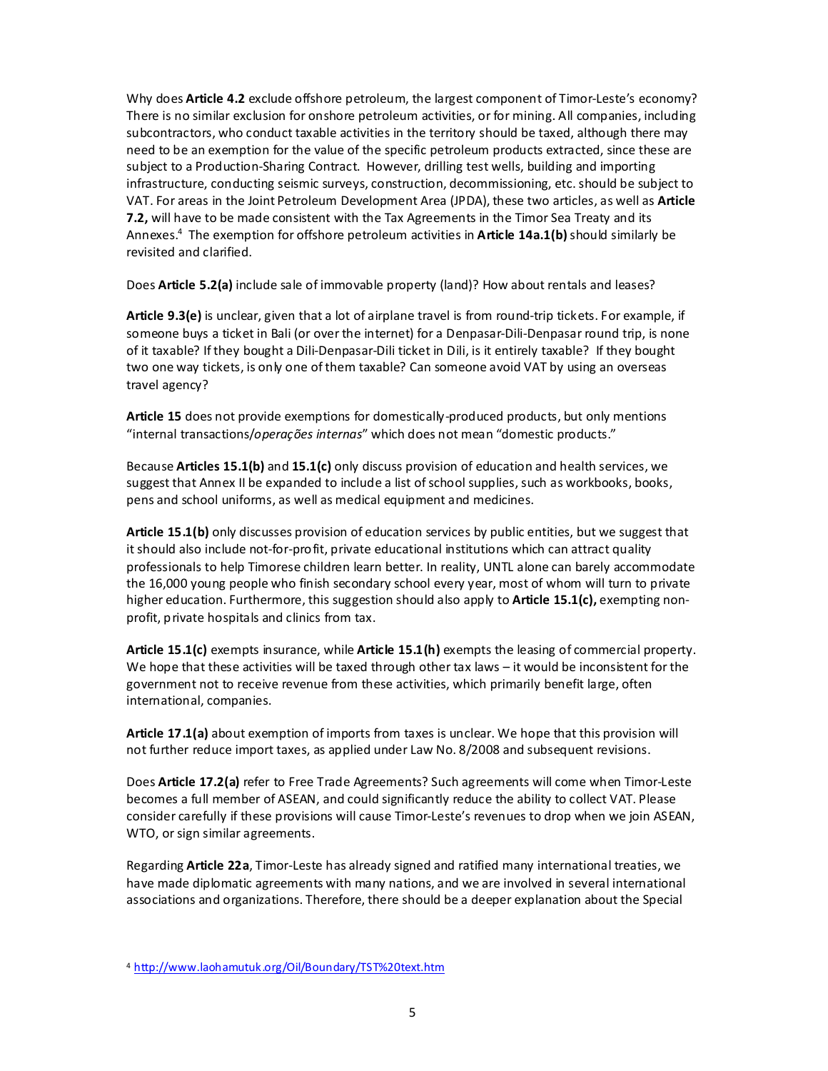Why does **Article 4.2** exclude offshore petroleum, the largest component of Timor-Leste's economy? There is no similar exclusion for onshore petroleum activities, or for mining. All companies, including subcontractors, who conduct taxable activities in the territory should be taxed, although there may need to be an exemption for the value of the specific petroleum products extracted, since these are subject to a Production-Sharing Contract. However, drilling test wells, building and importing infrastructure, conducting seismic surveys, construction, decommissioning, etc. should be subject to VAT. For areas in the Joint Petroleum Development Area (JPDA), these two articles, as well as **Article 7.2,** will have to be made consistent with the Tax Agreements in the Timor Sea Treaty and its Annexes.[4] The exemption for offshore petroleum activities in **Article 14a.1(b)** should similarly be revisited and clarified.

Does **Article 5.2(a)** include sale of immovable property (land)? How about rentals and leases?

**Article 9.3(e)** is unclear, given that a lot of airplane travel is from round-trip tickets. For example, if someone buys a ticket in Bali (or over the internet) for a Denpasar-Dili-Denpasar round trip, is none of it taxable? If they bought a Dili-Denpasar-Dili ticket in Dili, is it entirely taxable? If they bought two one way tickets, is only one of them taxable? Can someone avoid VAT by using an overseas travel agency?

**Article 15** does not provide exemptions for domestically-produced products, but only mentions "internal transactions/*operações internas*" which does not mean "domestic products."

Because **Articles 15.1(b)** and **15.1(c)** only discuss provision of education and health services, we suggest that Annex II be expanded to include a list of school supplies, such as workbooks, books, pens and school uniforms, as well as medical equipment and medicines.

**Article 15.1(b)** only discusses provision of education services by public entities, but we suggest that it should also include not-for-profit, private educational institutions which can attract quality professionals to help Timorese children learn better. In reality, UNTL alone can barely accommodate the 16,000 young people who finish secondary school every year, most of whom will turn to private higher education. Furthermore, this suggestion should also apply to **Article 15.1(c),** exempting non-profit, private hospitals and clinics from tax.

**Article 15.1(c)** exempts insurance, while **Article 15.1(h)** exempts the leasing of commercial property. We hope that these activities will be taxed through other tax laws – it would be inconsistent for the government not to receive revenue from these activities, which primarily benefit large, often international, companies.

**Article 17.1(a)** about exemption of imports from taxes is unclear. We hope that this provision will not further reduce import taxes, as applied under Law No. 8/2008 and subsequent revisions.

Does **Article 17.2(a)** refer to Free Trade Agreements? Such agreements will come when Timor-Leste becomes a full member of ASEAN, and could significantly reduce the ability to collect VAT. Please consider carefully if these provisions will cause Timor-Leste's revenues to drop when we join ASEAN, WTO, or sign similar agreements.

Regarding **Article 22a**, Timor-Leste has already signed and ratified many international treaties, we have made diplomatic agreements with many nations, and we are involved in several international associations and organizations. Therefore, there should be a deeper explanation about the Special

---

[4] http://www.laohamutuk.org/Oil/Boundary/TST%20text.htm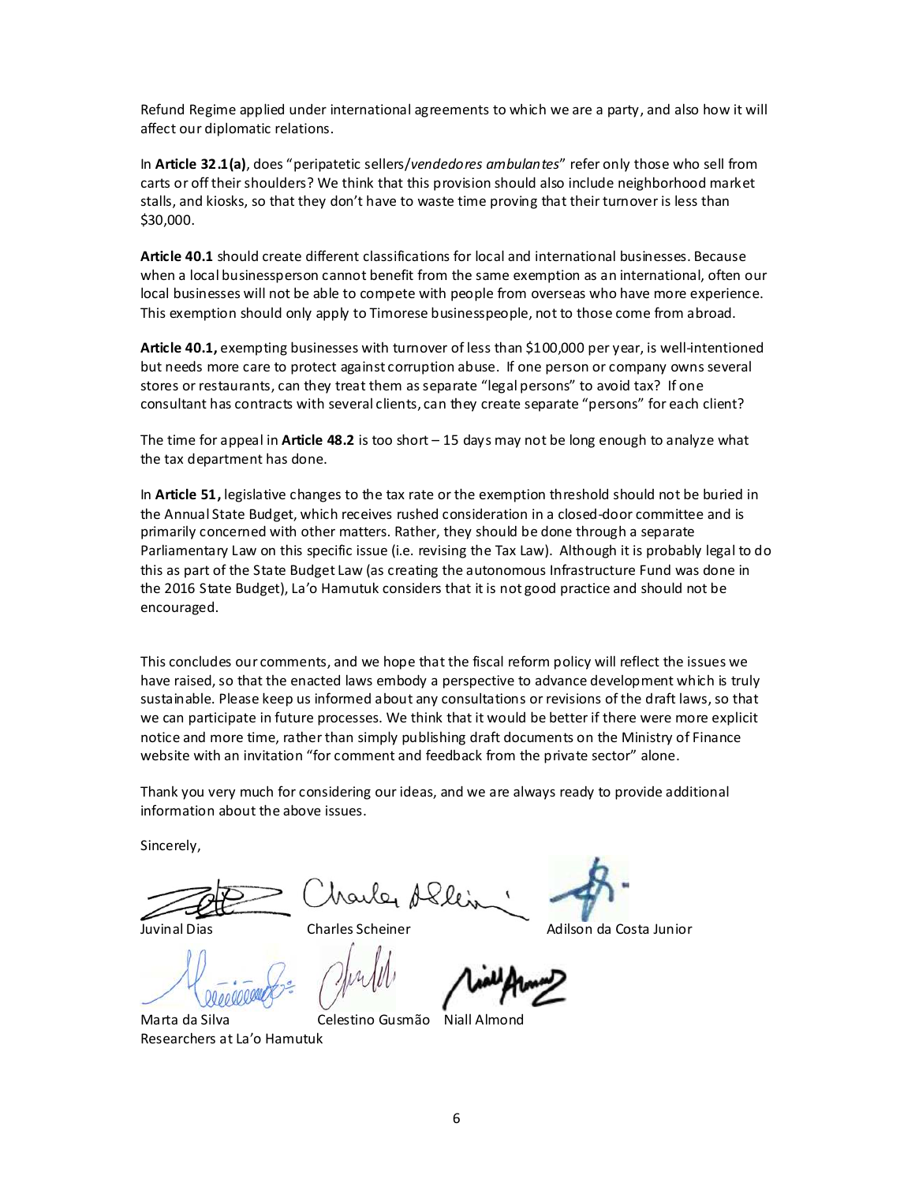Refund Regime applied under international agreements to which we are a party, and also how it will affect our diplomatic relations.

In **Article 32.1(a)**, does "peripatetic sellers/*vendedores ambulantes*" refer only those who sell from carts or off their shoulders? We think that this provision should also include neighborhood market stalls, and kiosks, so that they don't have to waste time proving that their turnover is less than $30,000.

**Article 40.1** should create different classifications for local and international businesses. Because when a local businessperson cannot benefit from the same exemption as an international, often our local businesses will not be able to compete with people from overseas who have more experience. This exemption should only apply to Timorese businesspeople, not to those come from abroad.

**Article 40.1,** exempting businesses with turnover of less than $100,000 per year, is well-intentioned but needs more care to protect against corruption abuse. If one person or company owns several stores or restaurants, can they treat them as separate "legal persons" to avoid tax? If one consultant has contracts with several clients, can they create separate "persons" for each client?

The time for appeal in **Article 48.2** is too short – 15 days may not be long enough to analyze what the tax department has done.

In **Article 51,** legislative changes to the tax rate or the exemption threshold should not be buried in the Annual State Budget, which receives rushed consideration in a closed-door committee and is primarily concerned with other matters. Rather, they should be done through a separate Parliamentary Law on this specific issue (i.e. revising the Tax Law). Although it is probably legal to do this as part of the State Budget Law (as creating the autonomous Infrastructure Fund was done in the 2016 State Budget), La'o Hamutuk considers that it is not good practice and should not be encouraged.

This concludes our comments, and we hope that the fiscal reform policy will reflect the issues we have raised, so that the enacted laws embody a perspective to advance development which is truly sustainable. Please keep us informed about any consultations or revisions of the draft laws, so that we can participate in future processes. We think that it would be better if there were more explicit notice and more time, rather than simply publishing draft documents on the Ministry of Finance website with an invitation "for comment and feedback from the private sector" alone.

Thank you very much for considering our ideas, and we are always ready to provide additional information about the above issues.

Sincerely,

Juvinal Dias Charles Scheiner Adilson da Costa Junior

Marta da Silva Celestino Gusmão Niall Almond

Researchers at La'o Hamutuk